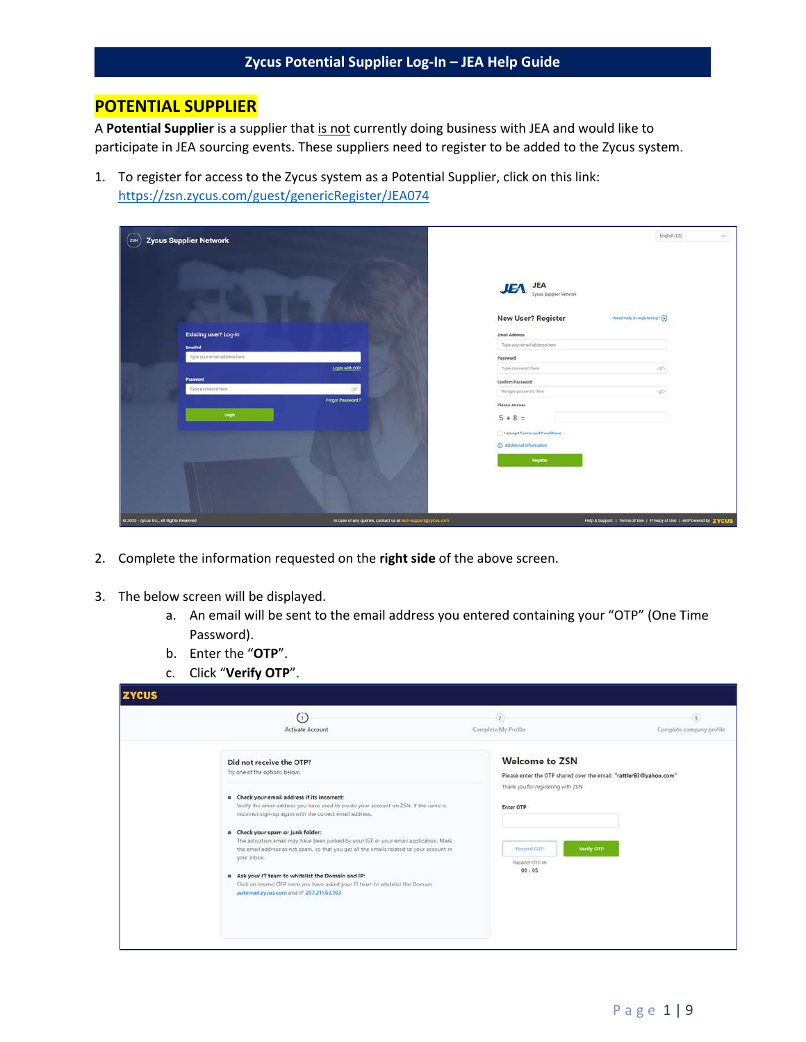# Zycus Potential Supplier Log-In – JEA Help Guide

## POTENTIAL SUPPLIER

A **Potential Supplier** is a supplier that is not currently doing business with JEA and would like to participate in JEA sourcing events. These suppliers need to register to be added to the Zycus system.

1. To register for access to the Zycus system as a Potential Supplier, click on this link: https://zsn.zycus.com/guest/genericRegister/JEA074

2. Complete the information requested on the **right side** of the above screen.

3. The below screen will be displayed.
   a. An email will be sent to the email address you entered containing your "OTP" (One Time Password).
   b. Enter the "**OTP**".
   c. Click "**Verify OTP**".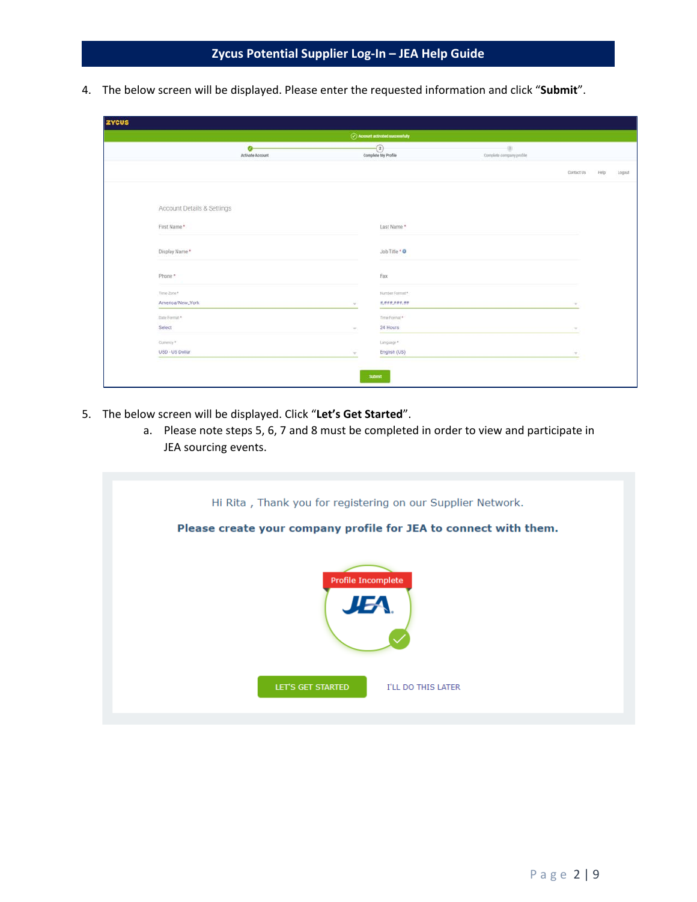4. The below screen will be displayed. Please enter the requested information and click "**Submit**".

5. The below screen will be displayed. Click "**Let's Get Started**".
   a. Please note steps 5, 6, 7 and 8 must be completed in order to view and participate in JEA sourcing events.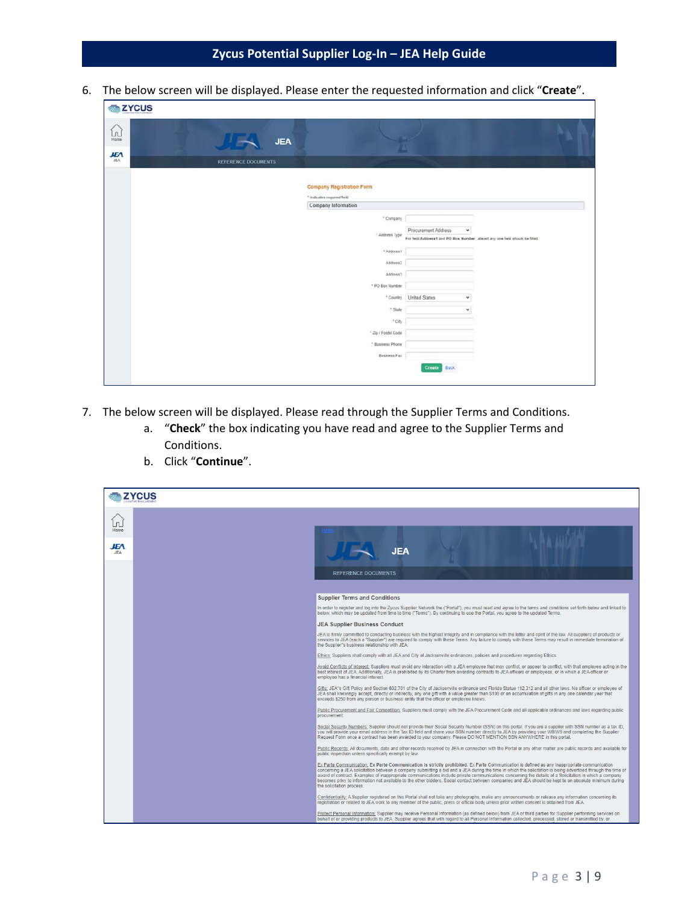6. The below screen will be displayed. Please enter the requested information and click "**Create**".

7. The below screen will be displayed. Please read through the Supplier Terms and Conditions.
   a. "**Check**" the box indicating you have read and agree to the Supplier Terms and Conditions.
   b. Click "**Continue**".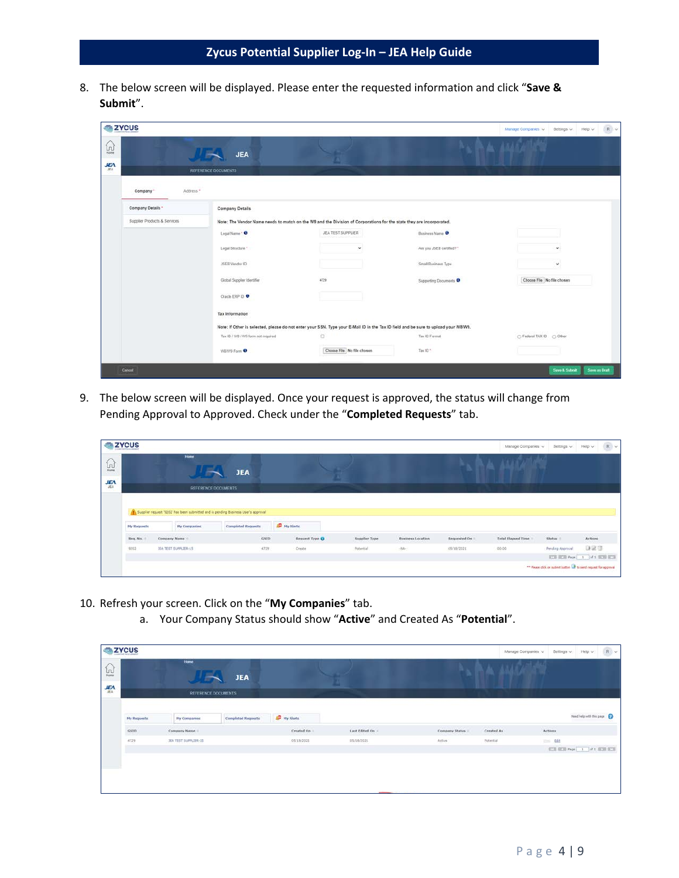8. The below screen will be displayed. Please enter the requested information and click "**Save & Submit**".

9. The below screen will be displayed. Once your request is approved, the status will change from Pending Approval to Approved. Check under the "**Completed Requests**" tab.

10. Refresh your screen. Click on the "**My Companies**" tab.
    a. Your Company Status should show "**Active**" and Created As "**Potential**".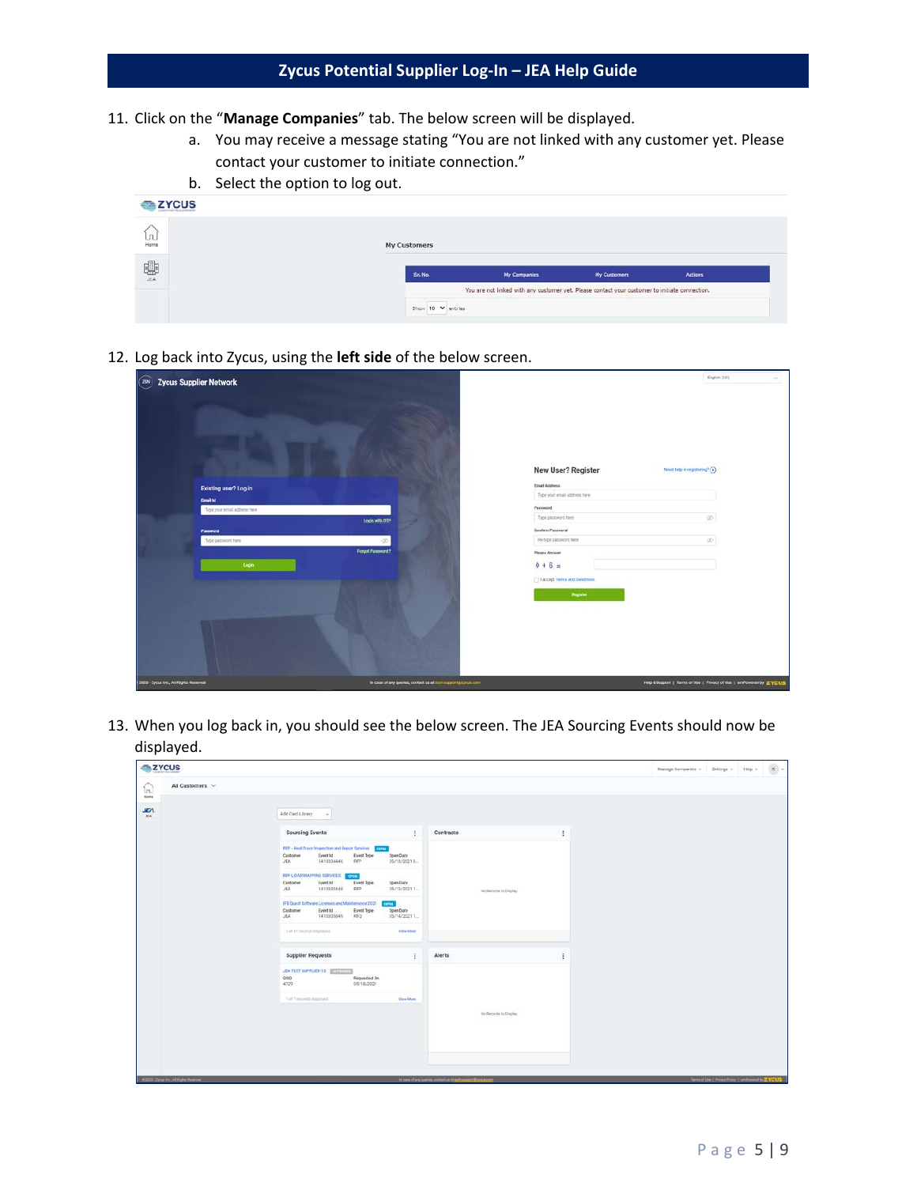11. Click on the "**Manage Companies**" tab. The below screen will be displayed.
    a. You may receive a message stating "You are not linked with any customer yet. Please contact your customer to initiate connection."
    b. Select the option to log out.

12. Log back into Zycus, using the **left side** of the below screen.

13. When you log back in, you should see the below screen. The JEA Sourcing Events should now be displayed.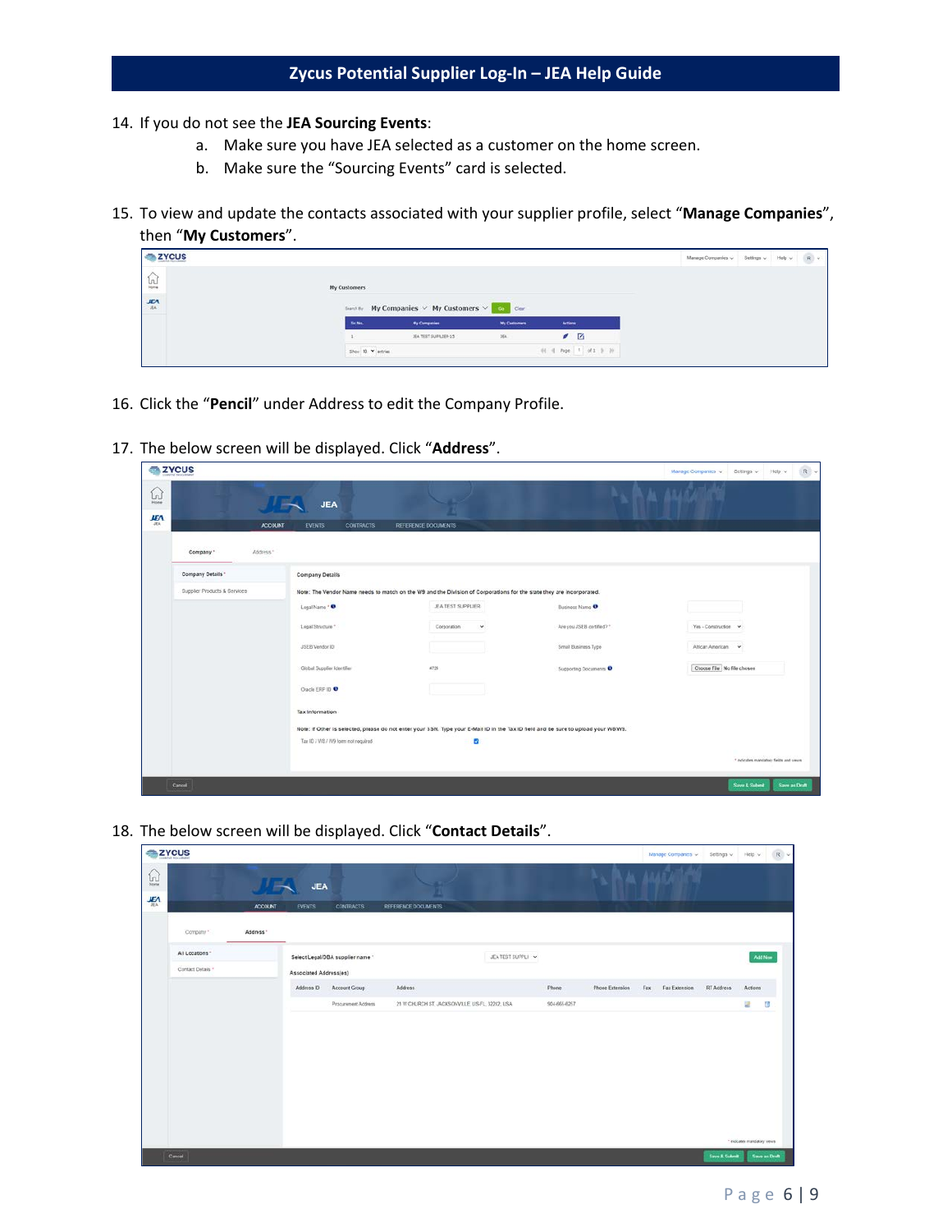14. If you do not see the **JEA Sourcing Events**:
    a. Make sure you have JEA selected as a customer on the home screen.
    b. Make sure the "Sourcing Events" card is selected.

15. To view and update the contacts associated with your supplier profile, select "**Manage Companies**", then "**My Customers**".

16. Click the "**Pencil**" under Address to edit the Company Profile.

17. The below screen will be displayed. Click "**Address**".

18. The below screen will be displayed. Click "**Contact Details**".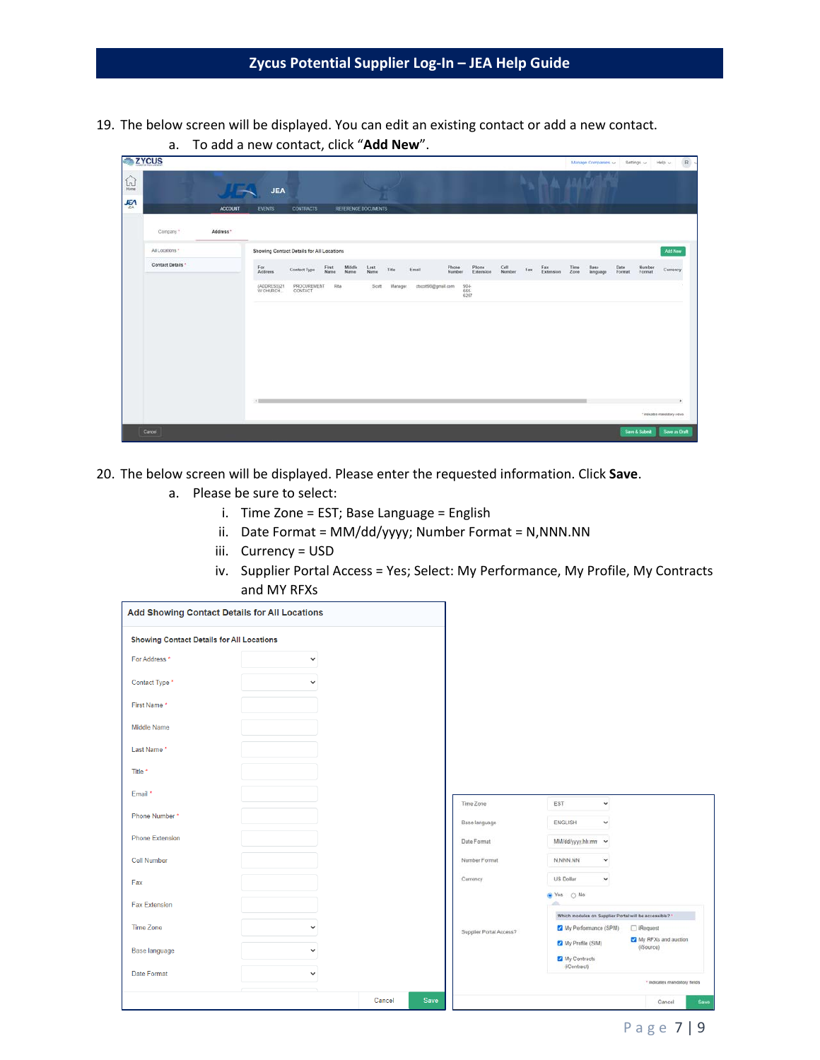19. The below screen will be displayed. You can edit an existing contact or add a new contact.
    a. To add a new contact, click "**Add New**".

20. The below screen will be displayed. Please enter the requested information. Click **Save**.
    a. Please be sure to select:
        i. Time Zone = EST; Base Language = English
        ii. Date Format = MM/dd/yyyy; Number Format = N,NNN.NN
        iii. Currency = USD
        iv. Supplier Portal Access = Yes; Select: My Performance, My Profile, My Contracts and MY RFXs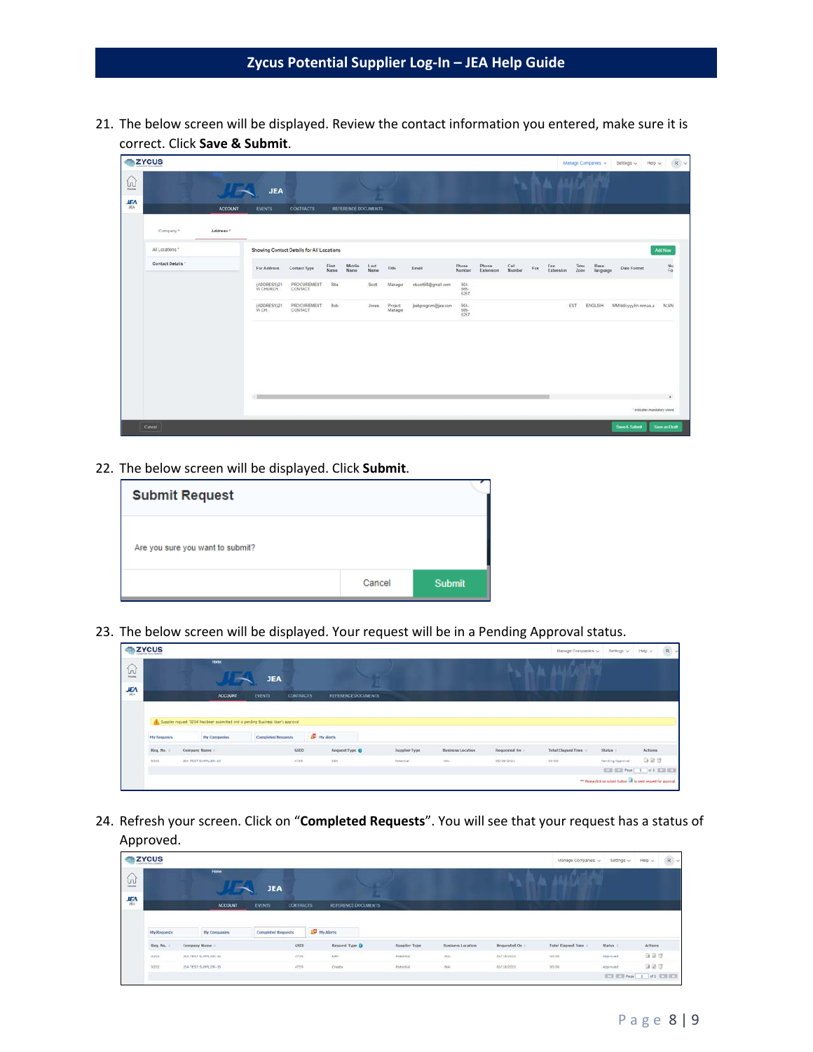21. The below screen will be displayed. Review the contact information you entered, make sure it is correct. Click **Save & Submit**.

22. The below screen will be displayed. Click **Submit**.

23. The below screen will be displayed. Your request will be in a Pending Approval status.

24. Refresh your screen. Click on "**Completed Requests**". You will see that your request has a status of Approved.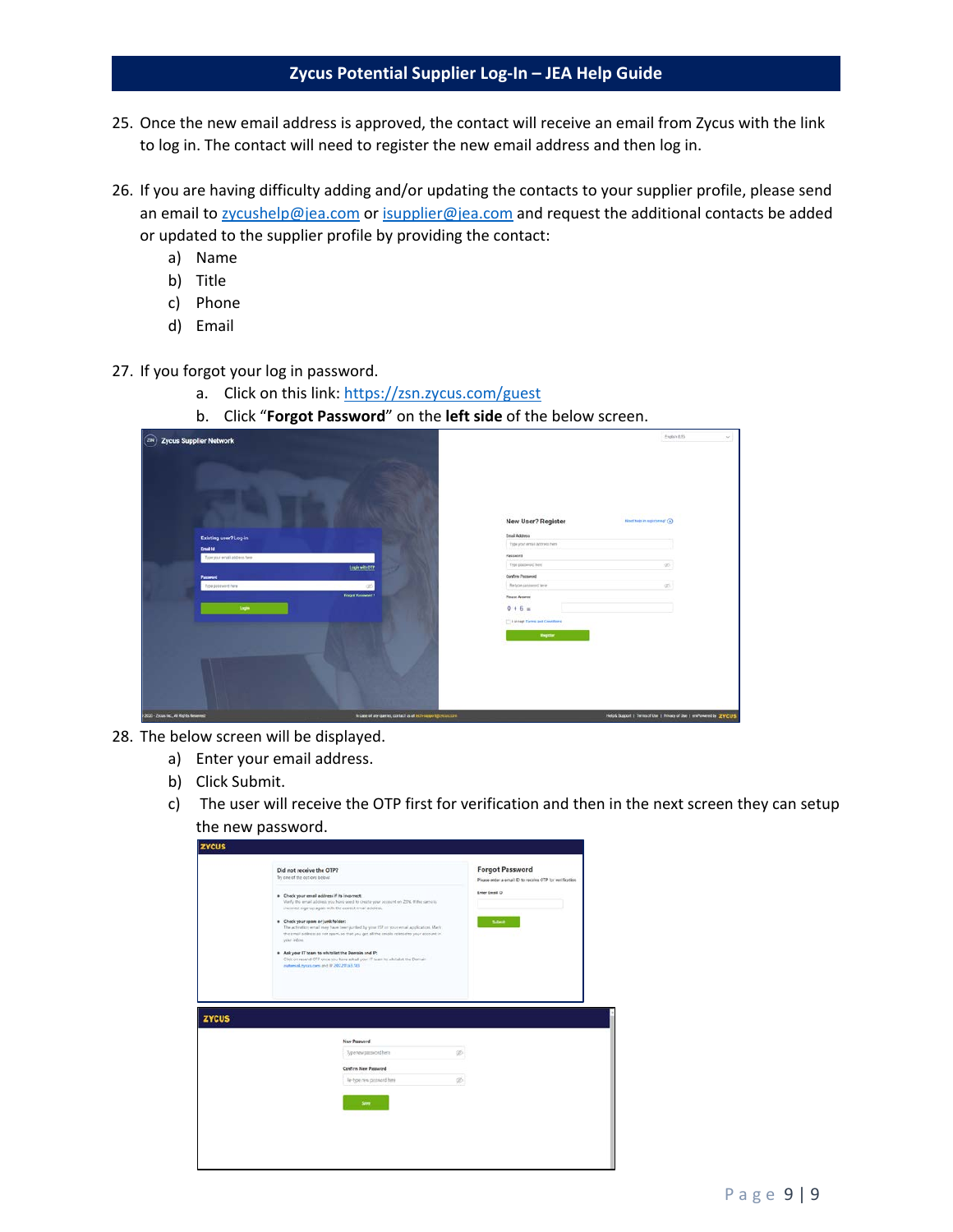25. Once the new email address is approved, the contact will receive an email from Zycus with the link to log in. The contact will need to register the new email address and then log in.

26. If you are having difficulty adding and/or updating the contacts to your supplier profile, please send an email to zycushelp@jea.com or isupplier@jea.com and request the additional contacts be added or updated to the supplier profile by providing the contact:
    a) Name
    b) Title
    c) Phone
    d) Email

27. If you forgot your log in password.
    a. Click on this link: https://zsn.zycus.com/guest
    b. Click "**Forgot Password**" on the **left side** of the below screen.

28. The below screen will be displayed.
    a) Enter your email address.
    b) Click Submit.
    c) The user will receive the OTP first for verification and then in the next screen they can setup the new password.